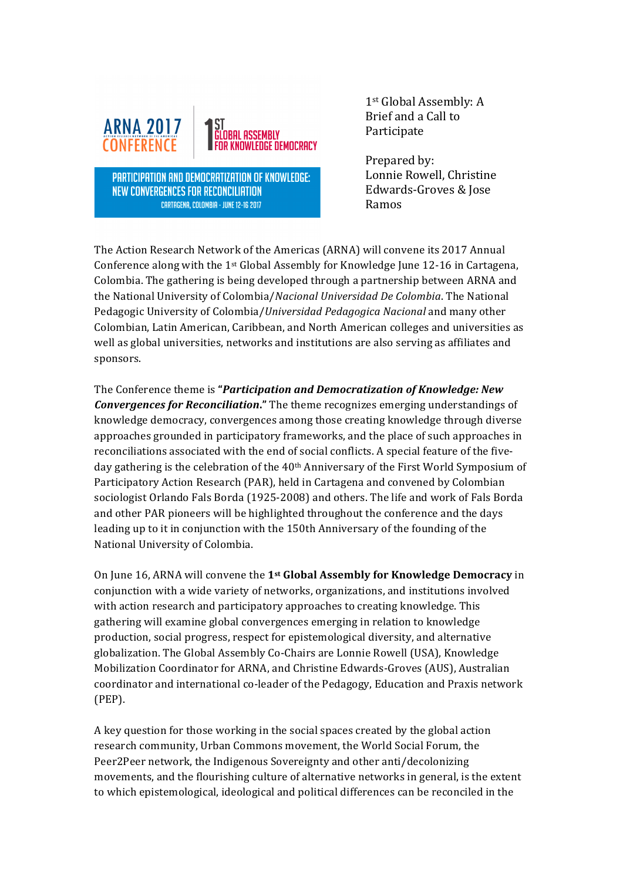ARNA 2017 CONFERENCE

1ST GLOBAL ASSEMBLY FOR KNOWLEDGE DEMOCRACY

PARTICIPATION AND DEMOCRATIZATION OF KNOWLEDGE: NEW CONVERGENCES FOR RECONCILIATION

CARTAGENA, COLOMBIA - JUNE 12-16 2017

# 1st Global Assembly: A Brief and a Call to Participate

Prepared by: Lonnie Rowell, Christine Edwards-Groves & Jose Ramos

The Action Research Network of the Americas (ARNA) will convene its 2017 Annual Conference along with the 1st Global Assembly for Knowledge June 12-16 in Cartagena, Colombia. The gathering is being developed through a partnership between ARNA and the National University of Colombia/*Nacional Universidad De Colombia*. The National Pedagogic University of Colombia/*Universidad Pedagogica Nacional* and many other Colombian, Latin American, Caribbean, and North American colleges and universities as well as global universities, networks and institutions are also serving as affiliates and sponsors.

The Conference theme is **"*Participation and Democratization of Knowledge: New Convergences for Reconciliation*."** The theme recognizes emerging understandings of knowledge democracy, convergences among those creating knowledge through diverse approaches grounded in participatory frameworks, and the place of such approaches in reconciliations associated with the end of social conflicts. A special feature of the five-day gathering is the celebration of the 40th Anniversary of the First World Symposium of Participatory Action Research (PAR), held in Cartagena and convened by Colombian sociologist Orlando Fals Borda (1925-2008) and others. The life and work of Fals Borda and other PAR pioneers will be highlighted throughout the conference and the days leading up to it in conjunction with the 150th Anniversary of the founding of the National University of Colombia.

On June 16, ARNA will convene the **1st Global Assembly for Knowledge Democracy** in conjunction with a wide variety of networks, organizations, and institutions involved with action research and participatory approaches to creating knowledge. This gathering will examine global convergences emerging in relation to knowledge production, social progress, respect for epistemological diversity, and alternative globalization. The Global Assembly Co-Chairs are Lonnie Rowell (USA), Knowledge Mobilization Coordinator for ARNA, and Christine Edwards-Groves (AUS), Australian coordinator and international co-leader of the Pedagogy, Education and Praxis network (PEP).

A key question for those working in the social spaces created by the global action research community, Urban Commons movement, the World Social Forum, the Peer2Peer network, the Indigenous Sovereignty and other anti/decolonizing movements, and the flourishing culture of alternative networks in general, is the extent to which epistemological, ideological and political differences can be reconciled in the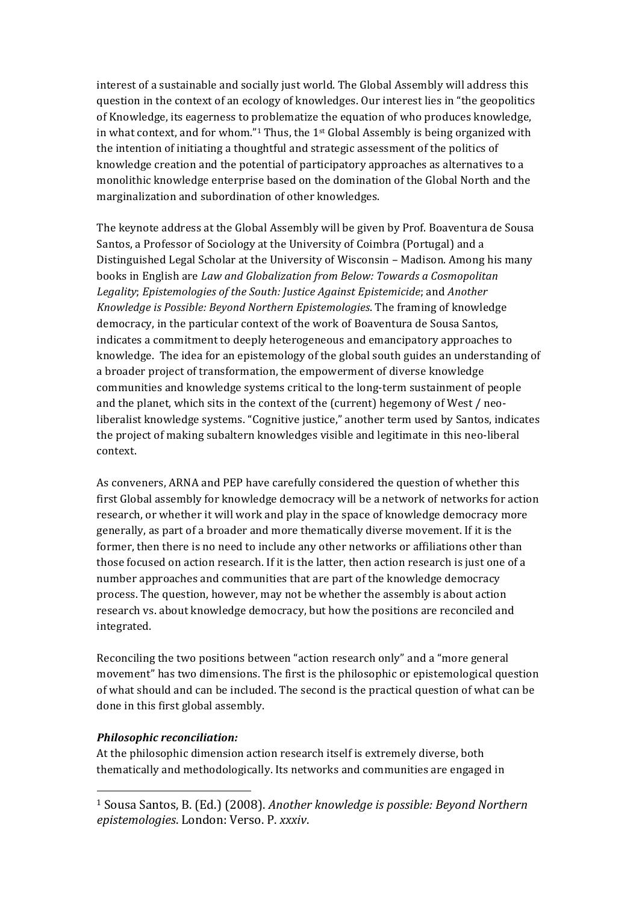interest of a sustainable and socially just world. The Global Assembly will address this question in the context of an ecology of knowledges. Our interest lies in "the geopolitics of Knowledge, its eagerness to problematize the equation of who produces knowledge, in what context, and for whom."[1] Thus, the 1st Global Assembly is being organized with the intention of initiating a thoughtful and strategic assessment of the politics of knowledge creation and the potential of participatory approaches as alternatives to a monolithic knowledge enterprise based on the domination of the Global North and the marginalization and subordination of other knowledges.

The keynote address at the Global Assembly will be given by Prof. Boaventura de Sousa Santos, a Professor of Sociology at the University of Coimbra (Portugal) and a Distinguished Legal Scholar at the University of Wisconsin – Madison. Among his many books in English are *Law and Globalization from Below: Towards a Cosmopolitan Legality*; *Epistemologies of the South: Justice Against Epistemicide*; and *Another Knowledge is Possible: Beyond Northern Epistemologies*. The framing of knowledge democracy, in the particular context of the work of Boaventura de Sousa Santos, indicates a commitment to deeply heterogeneous and emancipatory approaches to knowledge. The idea for an epistemology of the global south guides an understanding of a broader project of transformation, the empowerment of diverse knowledge communities and knowledge systems critical to the long-term sustainment of people and the planet, which sits in the context of the (current) hegemony of West / neo-liberalist knowledge systems. "Cognitive justice," another term used by Santos, indicates the project of making subaltern knowledges visible and legitimate in this neo-liberal context.

As conveners, ARNA and PEP have carefully considered the question of whether this first Global assembly for knowledge democracy will be a network of networks for action research, or whether it will work and play in the space of knowledge democracy more generally, as part of a broader and more thematically diverse movement. If it is the former, then there is no need to include any other networks or affiliations other than those focused on action research. If it is the latter, then action research is just one of a number approaches and communities that are part of the knowledge democracy process. The question, however, may not be whether the assembly is about action research vs. about knowledge democracy, but how the positions are reconciled and integrated.

Reconciling the two positions between "action research only" and a "more general movement" has two dimensions. The first is the philosophic or epistemological question of what should and can be included. The second is the practical question of what can be done in this first global assembly.

***Philosophic reconciliation:***

At the philosophic dimension action research itself is extremely diverse, both thematically and methodologically. Its networks and communities are engaged in

[1] Sousa Santos, B. (Ed.) (2008). *Another knowledge is possible: Beyond Northern epistemologies*. London: Verso. P. *xxxiv*.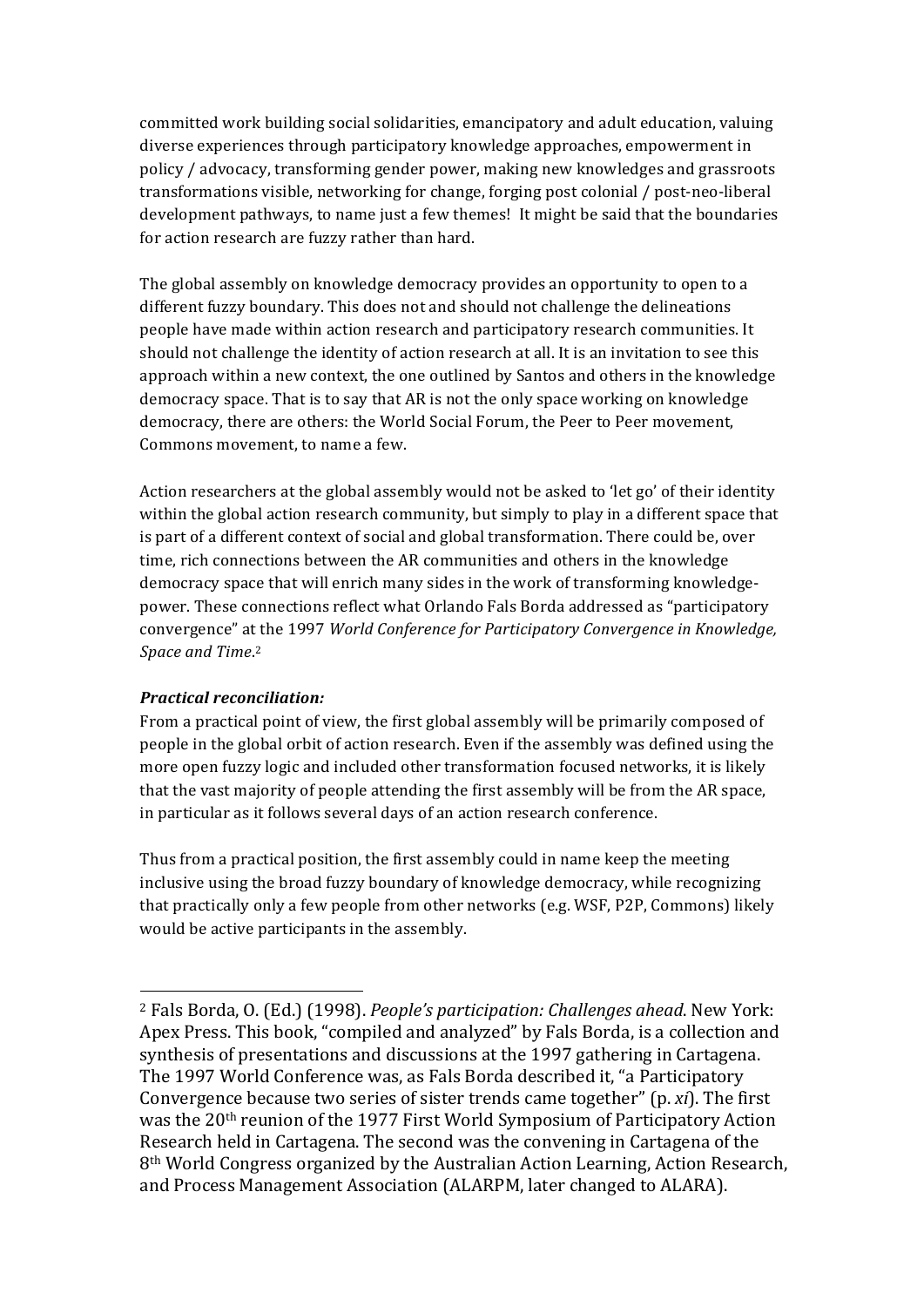committed work building social solidarities, emancipatory and adult education, valuing diverse experiences through participatory knowledge approaches, empowerment in policy / advocacy, transforming gender power, making new knowledges and grassroots transformations visible, networking for change, forging post colonial / post-neo-liberal development pathways, to name just a few themes! It might be said that the boundaries for action research are fuzzy rather than hard.

The global assembly on knowledge democracy provides an opportunity to open to a different fuzzy boundary. This does not and should not challenge the delineations people have made within action research and participatory research communities. It should not challenge the identity of action research at all. It is an invitation to see this approach within a new context, the one outlined by Santos and others in the knowledge democracy space. That is to say that AR is not the only space working on knowledge democracy, there are others: the World Social Forum, the Peer to Peer movement, Commons movement, to name a few.

Action researchers at the global assembly would not be asked to 'let go' of their identity within the global action research community, but simply to play in a different space that is part of a different context of social and global transformation. There could be, over time, rich connections between the AR communities and others in the knowledge democracy space that will enrich many sides in the work of transforming knowledge-power. These connections reflect what Orlando Fals Borda addressed as "participatory convergence" at the 1997 *World Conference for Participatory Convergence in Knowledge, Space and Time*.[2]

***Practical reconciliation:***

From a practical point of view, the first global assembly will be primarily composed of people in the global orbit of action research. Even if the assembly was defined using the more open fuzzy logic and included other transformation focused networks, it is likely that the vast majority of people attending the first assembly will be from the AR space, in particular as it follows several days of an action research conference.

Thus from a practical position, the first assembly could in name keep the meeting inclusive using the broad fuzzy boundary of knowledge democracy, while recognizing that practically only a few people from other networks (e.g. WSF, P2P, Commons) likely would be active participants in the assembly.

---

[2] Fals Borda, O. (Ed.) (1998). *People's participation: Challenges ahead*. New York: Apex Press. This book, "compiled and analyzed" by Fals Borda, is a collection and synthesis of presentations and discussions at the 1997 gathering in Cartagena. The 1997 World Conference was, as Fals Borda described it, "a Participatory Convergence because two series of sister trends came together" (p. *xi*). The first was the 20th reunion of the 1977 First World Symposium of Participatory Action Research held in Cartagena. The second was the convening in Cartagena of the 8th World Congress organized by the Australian Action Learning, Action Research, and Process Management Association (ALARPM, later changed to ALARA).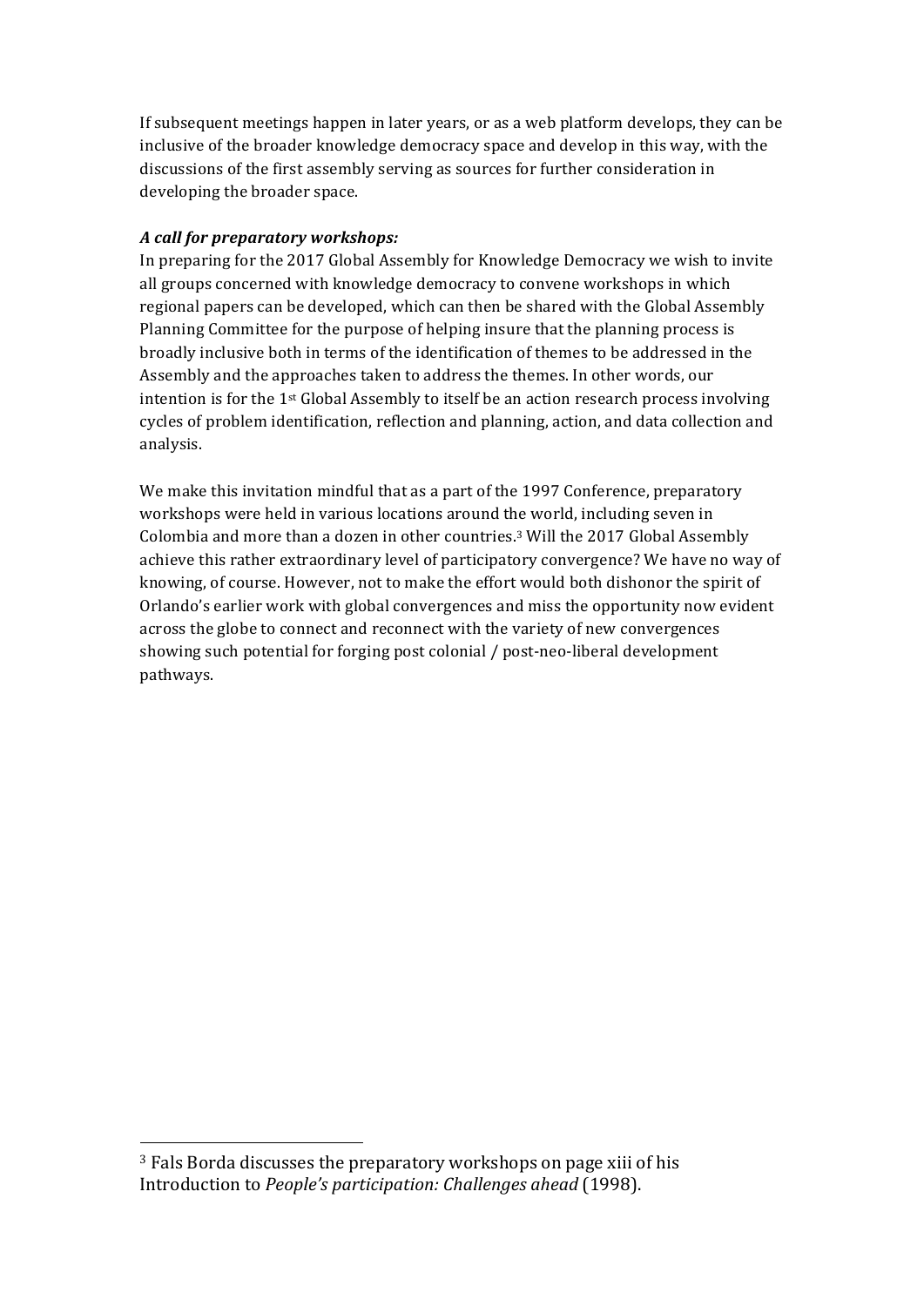If subsequent meetings happen in later years, or as a web platform develops, they can be inclusive of the broader knowledge democracy space and develop in this way, with the discussions of the first assembly serving as sources for further consideration in developing the broader space.

***A call for preparatory workshops:***

In preparing for the 2017 Global Assembly for Knowledge Democracy we wish to invite all groups concerned with knowledge democracy to convene workshops in which regional papers can be developed, which can then be shared with the Global Assembly Planning Committee for the purpose of helping insure that the planning process is broadly inclusive both in terms of the identification of themes to be addressed in the Assembly and the approaches taken to address the themes. In other words, our intention is for the 1st Global Assembly to itself be an action research process involving cycles of problem identification, reflection and planning, action, and data collection and analysis.

We make this invitation mindful that as a part of the 1997 Conference, preparatory workshops were held in various locations around the world, including seven in Colombia and more than a dozen in other countries.[3] Will the 2017 Global Assembly achieve this rather extraordinary level of participatory convergence? We have no way of knowing, of course. However, not to make the effort would both dishonor the spirit of Orlando's earlier work with global convergences and miss the opportunity now evident across the globe to connect and reconnect with the variety of new convergences showing such potential for forging post colonial / post-neo-liberal development pathways.

[3] Fals Borda discusses the preparatory workshops on page xiii of his Introduction to *People's participation: Challenges ahead* (1998).